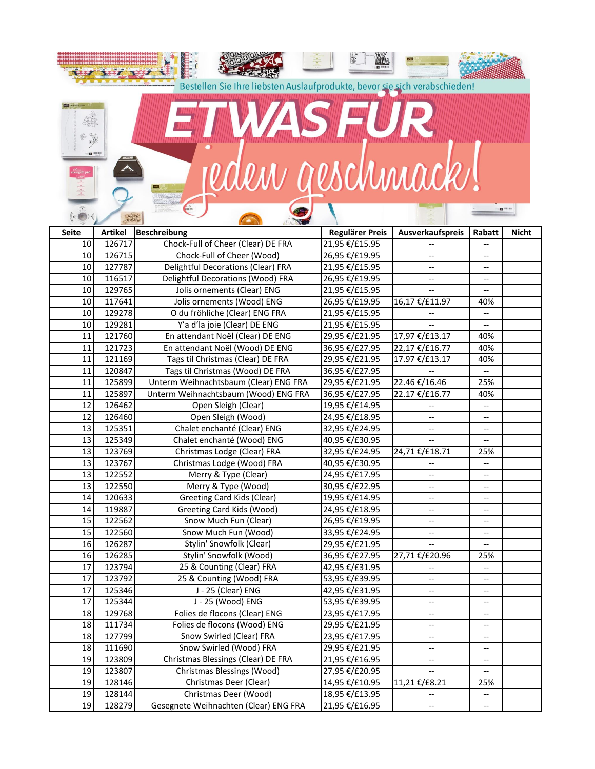Bestellen Sie Ihre liebsten Auslaufprodukte, bevor sie sich verabschieden!

# ETWAS FÜR *jeden geschmack!*

| Seite | Artikel | Beschreibung | Regulärer Preis | Ausverkaufspreis | Rabatt | Nicht |
|---|---|---|---|---|---|---|
| 10 | 126717 | Chock-Full of Cheer (Clear) DE FRA | 21,95 €/£15.95 | -- | -- | |
| 10 | 126715 | Chock-Full of Cheer (Wood) | 26,95 €/£19.95 | -- | -- | |
| 10 | 127787 | Delightful Decorations (Clear) FRA | 21,95 €/£15.95 | -- | -- | |
| 10 | 116517 | Delightful Decorations (Wood) FRA | 26,95 €/£19.95 | -- | -- | |
| 10 | 129765 | Jolis ornements (Clear) ENG | 21,95 €/£15.95 | -- | -- | |
| 10 | 117641 | Jolis ornements (Wood) ENG | 26,95 €/£19.95 | 16,17 €/£11.97 | 40% | |
| 10 | 129278 | O du fröhliche (Clear) ENG FRA | 21,95 €/£15.95 | -- | -- | |
| 10 | 129281 | Y'a d'la joie (Clear) DE ENG | 21,95 €/£15.95 | -- | -- | |
| 11 | 121760 | En attendant Noël (Clear) DE ENG | 29,95 €/£21.95 | 17,97 €/£13.17 | 40% | |
| 11 | 121723 | En attendant Noël (Wood) DE ENG | 36,95 €/£27.95 | 22,17 €/£16.77 | 40% | |
| 11 | 121169 | Tags til Christmas (Clear) DE FRA | 29,95 €/£21.95 | 17.97 €/£13.17 | 40% | |
| 11 | 120847 | Tags til Christmas (Wood) DE FRA | 36,95 €/£27.95 | -- | -- | |
| 11 | 125899 | Unterm Weihnachtsbaum (Clear) ENG FRA | 29,95 €/£21.95 | 22.46 €/16.46 | 25% | |
| 11 | 125897 | Unterm Weihnachtsbaum (Wood) ENG FRA | 36,95 €/£27.95 | 22.17 €/£16.77 | 40% | |
| 12 | 126462 | Open Sleigh (Clear) | 19,95 €/£14.95 | -- | -- | |
| 12 | 126460 | Open Sleigh (Wood) | 24,95 €/£18.95 | -- | -- | |
| 13 | 125351 | Chalet enchanté (Clear) ENG | 32,95 €/£24.95 | -- | -- | |
| 13 | 125349 | Chalet enchanté (Wood) ENG | 40,95 €/£30.95 | -- | -- | |
| 13 | 123769 | Christmas Lodge (Clear) FRA | 32,95 €/£24.95 | 24,71 €/£18.71 | 25% | |
| 13 | 123767 | Christmas Lodge (Wood) FRA | 40,95 €/£30.95 | -- | -- | |
| 13 | 122552 | Merry & Type (Clear) | 24,95 €/£17.95 | -- | -- | |
| 13 | 122550 | Merry & Type (Wood) | 30,95 €/£22.95 | -- | -- | |
| 14 | 120633 | Greeting Card Kids (Clear) | 19,95 €/£14.95 | -- | -- | |
| 14 | 119887 | Greeting Card Kids (Wood) | 24,95 €/£18.95 | -- | -- | |
| 15 | 122562 | Snow Much Fun (Clear) | 26,95 €/£19.95 | -- | -- | |
| 15 | 122560 | Snow Much Fun (Wood) | 33,95 €/£24.95 | -- | -- | |
| 16 | 126287 | Stylin' Snowfolk (Clear) | 29,95 €/£21.95 | -- | -- | |
| 16 | 126285 | Stylin' Snowfolk (Wood) | 36,95 €/£27.95 | 27,71 €/£20.96 | 25% | |
| 17 | 123794 | 25 & Counting (Clear) FRA | 42,95 €/£31.95 | -- | -- | |
| 17 | 123792 | 25 & Counting (Wood) FRA | 53,95 €/£39.95 | -- | -- | |
| 17 | 125346 | J - 25 (Clear) ENG | 42,95 €/£31.95 | -- | -- | |
| 17 | 125344 | J - 25 (Wood) ENG | 53,95 €/£39.95 | -- | -- | |
| 18 | 129768 | Folies de flocons (Clear) ENG | 23,95 €/£17.95 | -- | -- | |
| 18 | 111734 | Folies de flocons (Wood) ENG | 29,95 €/£21.95 | -- | -- | |
| 18 | 127799 | Snow Swirled (Clear) FRA | 23,95 €/£17.95 | -- | -- | |
| 18 | 111690 | Snow Swirled (Wood) FRA | 29,95 €/£21.95 | -- | -- | |
| 19 | 123809 | Christmas Blessings (Clear) DE FRA | 21,95 €/£16.95 | -- | -- | |
| 19 | 123807 | Christmas Blessings (Wood) | 27,95 €/£20.95 | -- | -- | |
| 19 | 128146 | Christmas Deer (Clear) | 14,95 €/£10.95 | 11,21 €/£8.21 | 25% | |
| 19 | 128144 | Christmas Deer (Wood) | 18,95 €/£13.95 | -- | -- | |
| 19 | 128279 | Gesegnete Weihnachten (Clear) ENG FRA | 21,95 €/£16.95 | -- | -- | |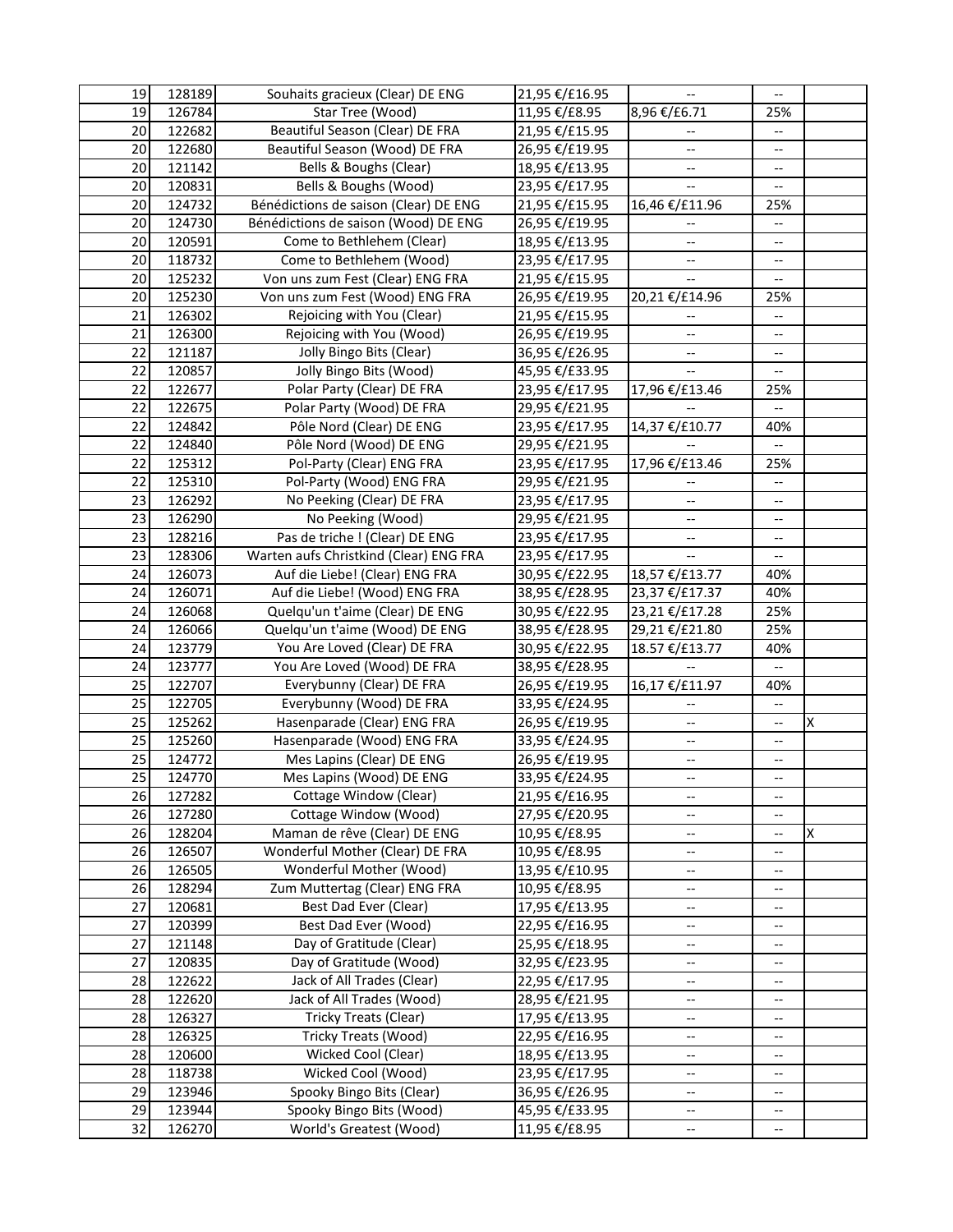| | | | | | | |
|---|---|---|---|---|---|---|
| 19 | 128189 | Souhaits gracieux (Clear) DE ENG | 21,95 €/£16.95 | -- | -- | |
| 19 | 126784 | Star Tree (Wood) | 11,95 €/£8.95 | 8,96 €/£6.71 | 25% | |
| 20 | 122682 | Beautiful Season (Clear) DE FRA | 21,95 €/£15.95 | -- | -- | |
| 20 | 122680 | Beautiful Season (Wood) DE FRA | 26,95 €/£19.95 | -- | -- | |
| 20 | 121142 | Bells & Boughs (Clear) | 18,95 €/£13.95 | -- | -- | |
| 20 | 120831 | Bells & Boughs (Wood) | 23,95 €/£17.95 | -- | -- | |
| 20 | 124732 | Bénédictions de saison (Clear) DE ENG | 21,95 €/£15.95 | 16,46 €/£11.96 | 25% | |
| 20 | 124730 | Bénédictions de saison (Wood) DE ENG | 26,95 €/£19.95 | -- | -- | |
| 20 | 120591 | Come to Bethlehem (Clear) | 18,95 €/£13.95 | -- | -- | |
| 20 | 118732 | Come to Bethlehem (Wood) | 23,95 €/£17.95 | -- | -- | |
| 20 | 125232 | Von uns zum Fest (Clear) ENG FRA | 21,95 €/£15.95 | -- | -- | |
| 20 | 125230 | Von uns zum Fest (Wood) ENG FRA | 26,95 €/£19.95 | 20,21 €/£14.96 | 25% | |
| 21 | 126302 | Rejoicing with You (Clear) | 21,95 €/£15.95 | -- | -- | |
| 21 | 126300 | Rejoicing with You (Wood) | 26,95 €/£19.95 | -- | -- | |
| 22 | 121187 | Jolly Bingo Bits (Clear) | 36,95 €/£26.95 | -- | -- | |
| 22 | 120857 | Jolly Bingo Bits (Wood) | 45,95 €/£33.95 | -- | -- | |
| 22 | 122677 | Polar Party (Clear) DE FRA | 23,95 €/£17.95 | 17,96 €/£13.46 | 25% | |
| 22 | 122675 | Polar Party (Wood) DE FRA | 29,95 €/£21.95 | -- | -- | |
| 22 | 124842 | Pôle Nord (Clear) DE ENG | 23,95 €/£17.95 | 14,37 €/£10.77 | 40% | |
| 22 | 124840 | Pôle Nord (Wood) DE ENG | 29,95 €/£21.95 | -- | -- | |
| 22 | 125312 | Pol-Party (Clear) ENG FRA | 23,95 €/£17.95 | 17,96 €/£13.46 | 25% | |
| 22 | 125310 | Pol-Party (Wood) ENG FRA | 29,95 €/£21.95 | -- | -- | |
| 23 | 126292 | No Peeking (Clear) DE FRA | 23,95 €/£17.95 | -- | -- | |
| 23 | 126290 | No Peeking (Wood) | 29,95 €/£21.95 | -- | -- | |
| 23 | 128216 | Pas de triche ! (Clear) DE ENG | 23,95 €/£17.95 | -- | -- | |
| 23 | 128306 | Warten aufs Christkind (Clear) ENG FRA | 23,95 €/£17.95 | -- | -- | |
| 24 | 126073 | Auf die Liebe! (Clear) ENG FRA | 30,95 €/£22.95 | 18,57 €/£13.77 | 40% | |
| 24 | 126071 | Auf die Liebe! (Wood) ENG FRA | 38,95 €/£28.95 | 23,37 €/£17.37 | 40% | |
| 24 | 126068 | Quelqu'un t'aime (Clear) DE ENG | 30,95 €/£22.95 | 23,21 €/£17.28 | 25% | |
| 24 | 126066 | Quelqu'un t'aime (Wood) DE ENG | 38,95 €/£28.95 | 29,21 €/£21.80 | 25% | |
| 24 | 123779 | You Are Loved (Clear) DE FRA | 30,95 €/£22.95 | 18.57 €/£13.77 | 40% | |
| 24 | 123777 | You Are Loved (Wood) DE FRA | 38,95 €/£28.95 | -- | -- | |
| 25 | 122707 | Everybunny (Clear) DE FRA | 26,95 €/£19.95 | 16,17 €/£11.97 | 40% | |
| 25 | 122705 | Everybunny (Wood) DE FRA | 33,95 €/£24.95 | -- | -- | |
| 25 | 125262 | Hasenparade (Clear) ENG FRA | 26,95 €/£19.95 | -- | -- | X |
| 25 | 125260 | Hasenparade (Wood) ENG FRA | 33,95 €/£24.95 | -- | -- | |
| 25 | 124772 | Mes Lapins (Clear) DE ENG | 26,95 €/£19.95 | -- | -- | |
| 25 | 124770 | Mes Lapins (Wood) DE ENG | 33,95 €/£24.95 | -- | -- | |
| 26 | 127282 | Cottage Window (Clear) | 21,95 €/£16.95 | -- | -- | |
| 26 | 127280 | Cottage Window (Wood) | 27,95 €/£20.95 | -- | -- | |
| 26 | 128204 | Maman de rêve (Clear) DE ENG | 10,95 €/£8.95 | -- | -- | X |
| 26 | 126507 | Wonderful Mother (Clear) DE FRA | 10,95 €/£8.95 | -- | -- | |
| 26 | 126505 | Wonderful Mother (Wood) | 13,95 €/£10.95 | -- | -- | |
| 26 | 128294 | Zum Muttertag (Clear) ENG FRA | 10,95 €/£8.95 | -- | -- | |
| 27 | 120681 | Best Dad Ever (Clear) | 17,95 €/£13.95 | -- | -- | |
| 27 | 120399 | Best Dad Ever (Wood) | 22,95 €/£16.95 | -- | -- | |
| 27 | 121148 | Day of Gratitude (Clear) | 25,95 €/£18.95 | -- | -- | |
| 27 | 120835 | Day of Gratitude (Wood) | 32,95 €/£23.95 | -- | -- | |
| 28 | 122622 | Jack of All Trades (Clear) | 22,95 €/£17.95 | -- | -- | |
| 28 | 122620 | Jack of All Trades (Wood) | 28,95 €/£21.95 | -- | -- | |
| 28 | 126327 | Tricky Treats (Clear) | 17,95 €/£13.95 | -- | -- | |
| 28 | 126325 | Tricky Treats (Wood) | 22,95 €/£16.95 | -- | -- | |
| 28 | 120600 | Wicked Cool (Clear) | 18,95 €/£13.95 | -- | -- | |
| 28 | 118738 | Wicked Cool (Wood) | 23,95 €/£17.95 | -- | -- | |
| 29 | 123946 | Spooky Bingo Bits (Clear) | 36,95 €/£26.95 | -- | -- | |
| 29 | 123944 | Spooky Bingo Bits (Wood) | 45,95 €/£33.95 | -- | -- | |
| 32 | 126270 | World's Greatest (Wood) | 11,95 €/£8.95 | -- | -- | |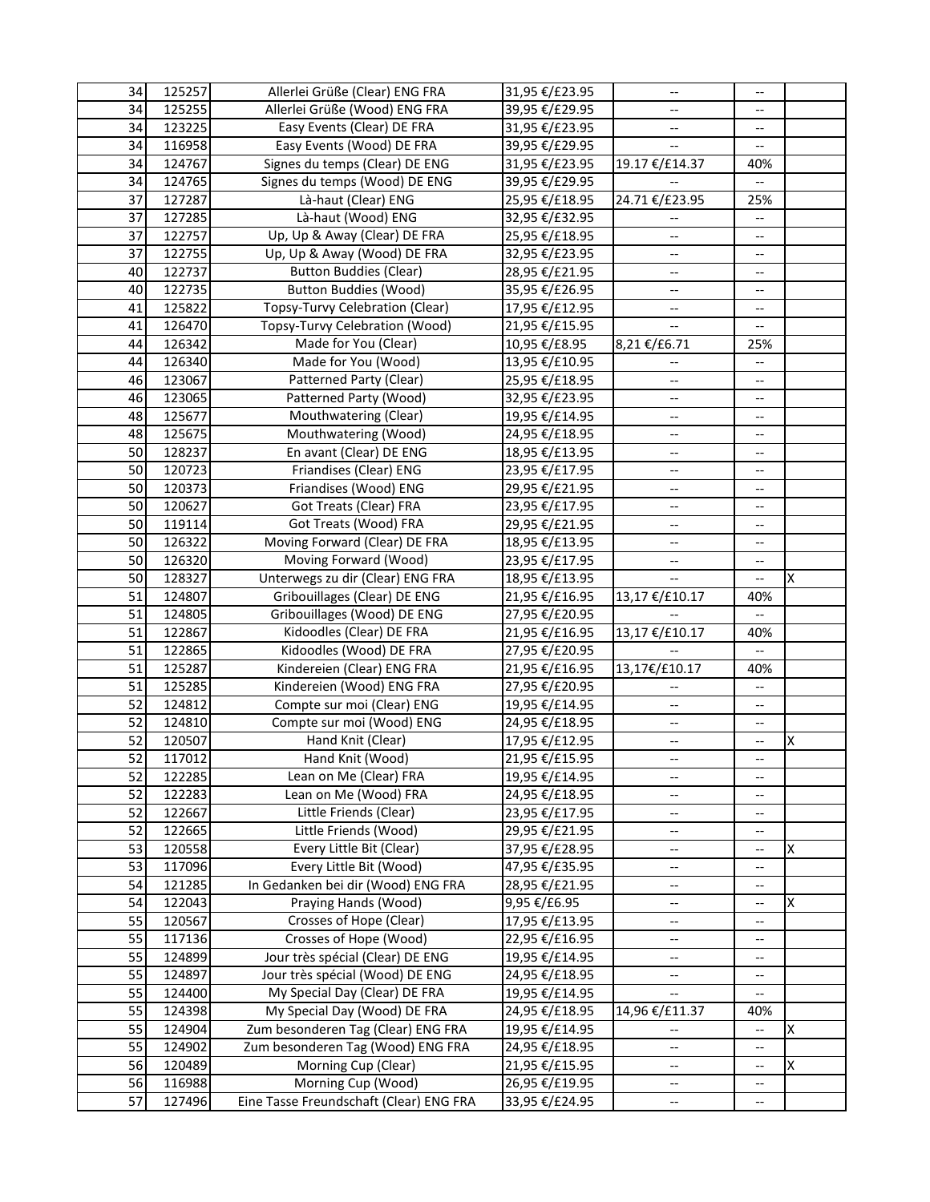| | | | | | | |
|---|---|---|---|---|---|---|
| 34 | 125257 | Allerlei Grüße (Clear) ENG FRA | 31,95 €/£23.95 | -- | -- | |
| 34 | 125255 | Allerlei Grüße (Wood) ENG FRA | 39,95 €/£29.95 | -- | -- | |
| 34 | 123225 | Easy Events (Clear) DE FRA | 31,95 €/£23.95 | -- | -- | |
| 34 | 116958 | Easy Events (Wood) DE FRA | 39,95 €/£29.95 | -- | -- | |
| 34 | 124767 | Signes du temps (Clear) DE ENG | 31,95 €/£23.95 | 19.17 €/£14.37 | 40% | |
| 34 | 124765 | Signes du temps (Wood) DE ENG | 39,95 €/£29.95 | -- | -- | |
| 37 | 127287 | Là-haut (Clear) ENG | 25,95 €/£18.95 | 24.71 €/£23.95 | 25% | |
| 37 | 127285 | Là-haut (Wood) ENG | 32,95 €/£32.95 | -- | -- | |
| 37 | 122757 | Up, Up & Away (Clear) DE FRA | 25,95 €/£18.95 | -- | -- | |
| 37 | 122755 | Up, Up & Away (Wood) DE FRA | 32,95 €/£23.95 | -- | -- | |
| 40 | 122737 | Button Buddies (Clear) | 28,95 €/£21.95 | -- | -- | |
| 40 | 122735 | Button Buddies (Wood) | 35,95 €/£26.95 | -- | -- | |
| 41 | 125822 | Topsy-Turvy Celebration (Clear) | 17,95 €/£12.95 | -- | -- | |
| 41 | 126470 | Topsy-Turvy Celebration (Wood) | 21,95 €/£15.95 | -- | -- | |
| 44 | 126342 | Made for You (Clear) | 10,95 €/£8.95 | 8,21 €/£6.71 | 25% | |
| 44 | 126340 | Made for You (Wood) | 13,95 €/£10.95 | -- | -- | |
| 46 | 123067 | Patterned Party (Clear) | 25,95 €/£18.95 | -- | -- | |
| 46 | 123065 | Patterned Party (Wood) | 32,95 €/£23.95 | -- | -- | |
| 48 | 125677 | Mouthwatering (Clear) | 19,95 €/£14.95 | -- | -- | |
| 48 | 125675 | Mouthwatering (Wood) | 24,95 €/£18.95 | -- | -- | |
| 50 | 128237 | En avant (Clear) DE ENG | 18,95 €/£13.95 | -- | -- | |
| 50 | 120723 | Friandises (Clear) ENG | 23,95 €/£17.95 | -- | -- | |
| 50 | 120373 | Friandises (Wood) ENG | 29,95 €/£21.95 | -- | -- | |
| 50 | 120627 | Got Treats (Clear) FRA | 23,95 €/£17.95 | -- | -- | |
| 50 | 119114 | Got Treats (Wood) FRA | 29,95 €/£21.95 | -- | -- | |
| 50 | 126322 | Moving Forward (Clear) DE FRA | 18,95 €/£13.95 | -- | -- | |
| 50 | 126320 | Moving Forward (Wood) | 23,95 €/£17.95 | -- | -- | |
| 50 | 128327 | Unterwegs zu dir (Clear) ENG FRA | 18,95 €/£13.95 | -- | -- | X |
| 51 | 124807 | Gribouillages (Clear) DE ENG | 21,95 €/£16.95 | 13,17 €/£10.17 | 40% | |
| 51 | 124805 | Gribouillages (Wood) DE ENG | 27,95 €/£20.95 | -- | -- | |
| 51 | 122867 | Kidoodles (Clear) DE FRA | 21,95 €/£16.95 | 13,17 €/£10.17 | 40% | |
| 51 | 122865 | Kidoodles (Wood) DE FRA | 27,95 €/£20.95 | -- | -- | |
| 51 | 125287 | Kindereien (Clear) ENG FRA | 21,95 €/£16.95 | 13,17€/£10.17 | 40% | |
| 51 | 125285 | Kindereien (Wood) ENG FRA | 27,95 €/£20.95 | -- | -- | |
| 52 | 124812 | Compte sur moi (Clear) ENG | 19,95 €/£14.95 | -- | -- | |
| 52 | 124810 | Compte sur moi (Wood) ENG | 24,95 €/£18.95 | -- | -- | |
| 52 | 120507 | Hand Knit (Clear) | 17,95 €/£12.95 | -- | -- | X |
| 52 | 117012 | Hand Knit (Wood) | 21,95 €/£15.95 | -- | -- | |
| 52 | 122285 | Lean on Me (Clear) FRA | 19,95 €/£14.95 | -- | -- | |
| 52 | 122283 | Lean on Me (Wood) FRA | 24,95 €/£18.95 | -- | -- | |
| 52 | 122667 | Little Friends (Clear) | 23,95 €/£17.95 | -- | -- | |
| 52 | 122665 | Little Friends (Wood) | 29,95 €/£21.95 | -- | -- | |
| 53 | 120558 | Every Little Bit (Clear) | 37,95 €/£28.95 | -- | -- | X |
| 53 | 117096 | Every Little Bit (Wood) | 47,95 €/£35.95 | -- | -- | |
| 54 | 121285 | In Gedanken bei dir (Wood) ENG FRA | 28,95 €/£21.95 | -- | -- | |
| 54 | 122043 | Praying Hands (Wood) | 9,95 €/£6.95 | -- | -- | X |
| 55 | 120567 | Crosses of Hope (Clear) | 17,95 €/£13.95 | -- | -- | |
| 55 | 117136 | Crosses of Hope (Wood) | 22,95 €/£16.95 | -- | -- | |
| 55 | 124899 | Jour très spécial (Clear) DE ENG | 19,95 €/£14.95 | -- | -- | |
| 55 | 124897 | Jour très spécial (Wood) DE ENG | 24,95 €/£18.95 | -- | -- | |
| 55 | 124400 | My Special Day (Clear) DE FRA | 19,95 €/£14.95 | -- | -- | |
| 55 | 124398 | My Special Day (Wood) DE FRA | 24,95 €/£18.95 | 14,96 €/£11.37 | 40% | |
| 55 | 124904 | Zum besonderen Tag (Clear) ENG FRA | 19,95 €/£14.95 | -- | -- | X |
| 55 | 124902 | Zum besonderen Tag (Wood) ENG FRA | 24,95 €/£18.95 | -- | -- | |
| 56 | 120489 | Morning Cup (Clear) | 21,95 €/£15.95 | -- | -- | X |
| 56 | 116988 | Morning Cup (Wood) | 26,95 €/£19.95 | -- | -- | |
| 57 | 127496 | Eine Tasse Freundschaft (Clear) ENG FRA | 33,95 €/£24.95 | -- | -- | |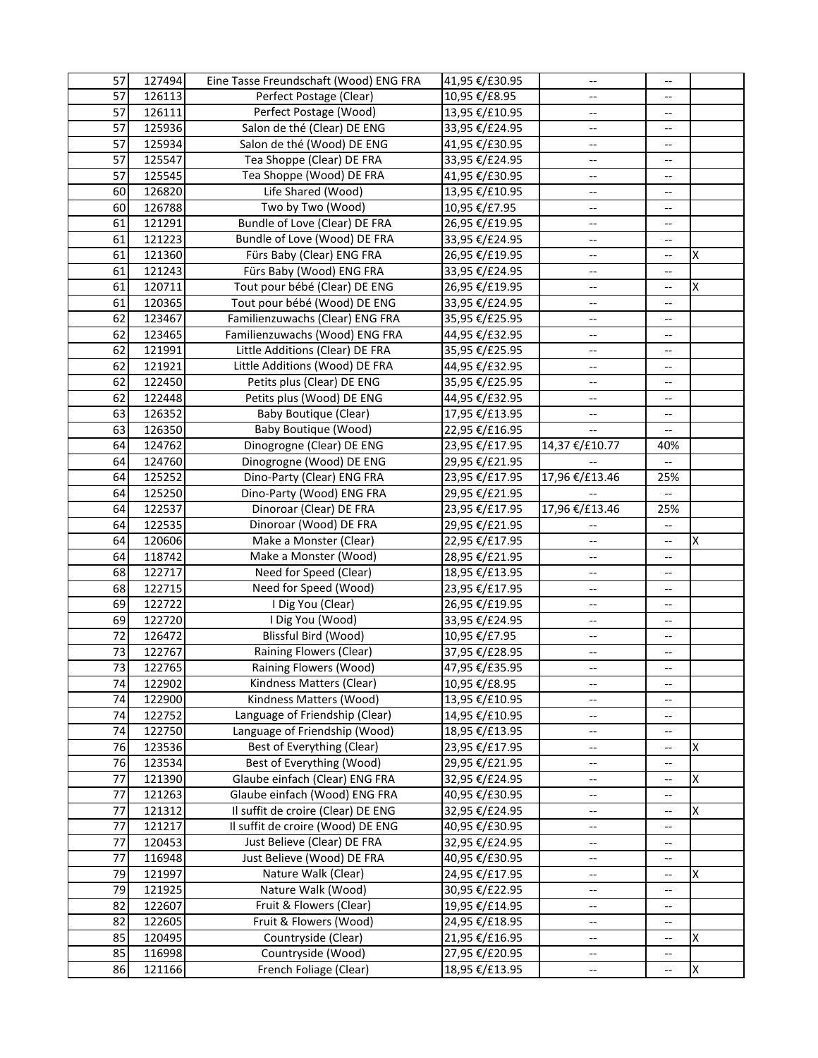| | | | | | | |
|---|---|---|---|---|---|---|
| 57 | 127494 | Eine Tasse Freundschaft (Wood) ENG FRA | 41,95 €/£30.95 | -- | -- | |
| 57 | 126113 | Perfect Postage (Clear) | 10,95 €/£8.95 | -- | -- | |
| 57 | 126111 | Perfect Postage (Wood) | 13,95 €/£10.95 | -- | -- | |
| 57 | 125936 | Salon de thé (Clear) DE ENG | 33,95 €/£24.95 | -- | -- | |
| 57 | 125934 | Salon de thé (Wood) DE ENG | 41,95 €/£30.95 | -- | -- | |
| 57 | 125547 | Tea Shoppe (Clear) DE FRA | 33,95 €/£24.95 | -- | -- | |
| 57 | 125545 | Tea Shoppe (Wood) DE FRA | 41,95 €/£30.95 | -- | -- | |
| 60 | 126820 | Life Shared (Wood) | 13,95 €/£10.95 | -- | -- | |
| 60 | 126788 | Two by Two (Wood) | 10,95 €/£7.95 | -- | -- | |
| 61 | 121291 | Bundle of Love (Clear) DE FRA | 26,95 €/£19.95 | -- | -- | |
| 61 | 121223 | Bundle of Love (Wood) DE FRA | 33,95 €/£24.95 | -- | -- | |
| 61 | 121360 | Fürs Baby (Clear) ENG FRA | 26,95 €/£19.95 | -- | -- | X |
| 61 | 121243 | Fürs Baby (Wood) ENG FRA | 33,95 €/£24.95 | -- | -- | |
| 61 | 120711 | Tout pour bébé (Clear) DE ENG | 26,95 €/£19.95 | -- | -- | X |
| 61 | 120365 | Tout pour bébé (Wood) DE ENG | 33,95 €/£24.95 | -- | -- | |
| 62 | 123467 | Familienzuwachs (Clear) ENG FRA | 35,95 €/£25.95 | -- | -- | |
| 62 | 123465 | Familienzuwachs (Wood) ENG FRA | 44,95 €/£32.95 | -- | -- | |
| 62 | 121991 | Little Additions (Clear) DE FRA | 35,95 €/£25.95 | -- | -- | |
| 62 | 121921 | Little Additions (Wood) DE FRA | 44,95 €/£32.95 | -- | -- | |
| 62 | 122450 | Petits plus (Clear) DE ENG | 35,95 €/£25.95 | -- | -- | |
| 62 | 122448 | Petits plus (Wood) DE ENG | 44,95 €/£32.95 | -- | -- | |
| 63 | 126352 | Baby Boutique (Clear) | 17,95 €/£13.95 | -- | -- | |
| 63 | 126350 | Baby Boutique (Wood) | 22,95 €/£16.95 | -- | -- | |
| 64 | 124762 | Dinogrogne (Clear) DE ENG | 23,95 €/£17.95 | 14,37 €/£10.77 | 40% | |
| 64 | 124760 | Dinogrogne (Wood) DE ENG | 29,95 €/£21.95 | -- | -- | |
| 64 | 125252 | Dino-Party (Clear) ENG FRA | 23,95 €/£17.95 | 17,96 €/£13.46 | 25% | |
| 64 | 125250 | Dino-Party (Wood) ENG FRA | 29,95 €/£21.95 | -- | -- | |
| 64 | 122537 | Dinoroar (Clear) DE FRA | 23,95 €/£17.95 | 17,96 €/£13.46 | 25% | |
| 64 | 122535 | Dinoroar (Wood) DE FRA | 29,95 €/£21.95 | -- | -- | |
| 64 | 120606 | Make a Monster (Clear) | 22,95 €/£17.95 | -- | -- | X |
| 64 | 118742 | Make a Monster (Wood) | 28,95 €/£21.95 | -- | -- | |
| 68 | 122717 | Need for Speed (Clear) | 18,95 €/£13.95 | -- | -- | |
| 68 | 122715 | Need for Speed (Wood) | 23,95 €/£17.95 | -- | -- | |
| 69 | 122722 | I Dig You (Clear) | 26,95 €/£19.95 | -- | -- | |
| 69 | 122720 | I Dig You (Wood) | 33,95 €/£24.95 | -- | -- | |
| 72 | 126472 | Blissful Bird (Wood) | 10,95 €/£7.95 | -- | -- | |
| 73 | 122767 | Raining Flowers (Clear) | 37,95 €/£28.95 | -- | -- | |
| 73 | 122765 | Raining Flowers (Wood) | 47,95 €/£35.95 | -- | -- | |
| 74 | 122902 | Kindness Matters (Clear) | 10,95 €/£8.95 | -- | -- | |
| 74 | 122900 | Kindness Matters (Wood) | 13,95 €/£10.95 | -- | -- | |
| 74 | 122752 | Language of Friendship (Clear) | 14,95 €/£10.95 | -- | -- | |
| 74 | 122750 | Language of Friendship (Wood) | 18,95 €/£13.95 | -- | -- | |
| 76 | 123536 | Best of Everything (Clear) | 23,95 €/£17.95 | -- | -- | X |
| 76 | 123534 | Best of Everything (Wood) | 29,95 €/£21.95 | -- | -- | |
| 77 | 121390 | Glaube einfach (Clear) ENG FRA | 32,95 €/£24.95 | -- | -- | X |
| 77 | 121263 | Glaube einfach (Wood) ENG FRA | 40,95 €/£30.95 | -- | -- | |
| 77 | 121312 | Il suffit de croire (Clear) DE ENG | 32,95 €/£24.95 | -- | -- | X |
| 77 | 121217 | Il suffit de croire (Wood) DE ENG | 40,95 €/£30.95 | -- | -- | |
| 77 | 120453 | Just Believe (Clear) DE FRA | 32,95 €/£24.95 | -- | -- | |
| 77 | 116948 | Just Believe (Wood) DE FRA | 40,95 €/£30.95 | -- | -- | |
| 79 | 121997 | Nature Walk (Clear) | 24,95 €/£17.95 | -- | -- | X |
| 79 | 121925 | Nature Walk (Wood) | 30,95 €/£22.95 | -- | -- | |
| 82 | 122607 | Fruit & Flowers (Clear) | 19,95 €/£14.95 | -- | -- | |
| 82 | 122605 | Fruit & Flowers (Wood) | 24,95 €/£18.95 | -- | -- | |
| 85 | 120495 | Countryside (Clear) | 21,95 €/£16.95 | -- | -- | X |
| 85 | 116998 | Countryside (Wood) | 27,95 €/£20.95 | -- | -- | |
| 86 | 121166 | French Foliage (Clear) | 18,95 €/£13.95 | -- | -- | X |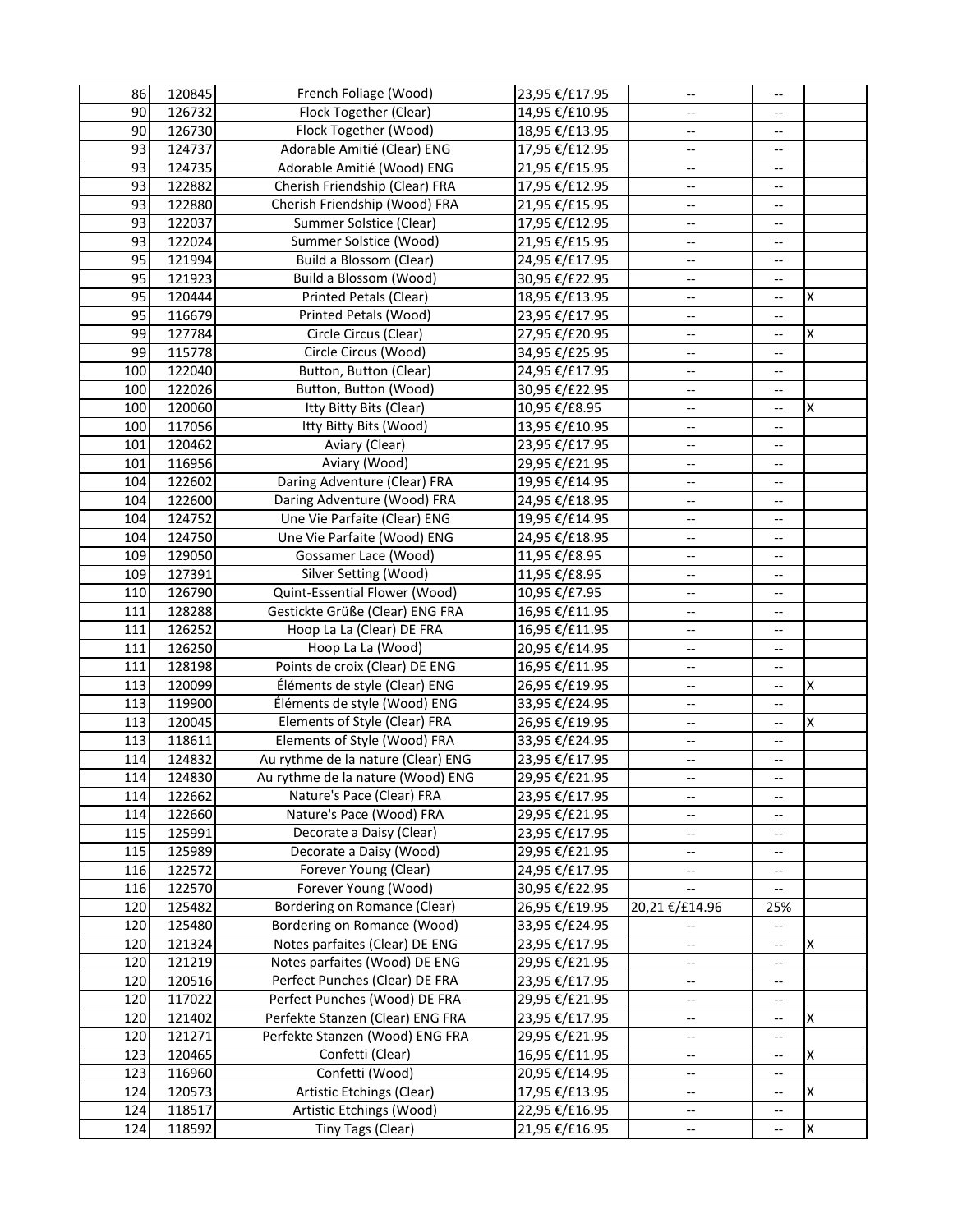| | | | | | | |
|---|---|---|---|---|---|---|
| 86 | 120845 | French Foliage (Wood) | 23,95 €/£17.95 | -- | -- | |
| 90 | 126732 | Flock Together (Clear) | 14,95 €/£10.95 | -- | -- | |
| 90 | 126730 | Flock Together (Wood) | 18,95 €/£13.95 | -- | -- | |
| 93 | 124737 | Adorable Amitié (Clear) ENG | 17,95 €/£12.95 | -- | -- | |
| 93 | 124735 | Adorable Amitié (Wood) ENG | 21,95 €/£15.95 | -- | -- | |
| 93 | 122882 | Cherish Friendship (Clear) FRA | 17,95 €/£12.95 | -- | -- | |
| 93 | 122880 | Cherish Friendship (Wood) FRA | 21,95 €/£15.95 | -- | -- | |
| 93 | 122037 | Summer Solstice (Clear) | 17,95 €/£12.95 | -- | -- | |
| 93 | 122024 | Summer Solstice (Wood) | 21,95 €/£15.95 | -- | -- | |
| 95 | 121994 | Build a Blossom (Clear) | 24,95 €/£17.95 | -- | -- | |
| 95 | 121923 | Build a Blossom (Wood) | 30,95 €/£22.95 | -- | -- | |
| 95 | 120444 | Printed Petals (Clear) | 18,95 €/£13.95 | -- | -- | X |
| 95 | 116679 | Printed Petals (Wood) | 23,95 €/£17.95 | -- | -- | |
| 99 | 127784 | Circle Circus (Clear) | 27,95 €/£20.95 | -- | -- | X |
| 99 | 115778 | Circle Circus (Wood) | 34,95 €/£25.95 | -- | -- | |
| 100 | 122040 | Button, Button (Clear) | 24,95 €/£17.95 | -- | -- | |
| 100 | 122026 | Button, Button (Wood) | 30,95 €/£22.95 | -- | -- | |
| 100 | 120060 | Itty Bitty Bits (Clear) | 10,95 €/£8.95 | -- | -- | X |
| 100 | 117056 | Itty Bitty Bits (Wood) | 13,95 €/£10.95 | -- | -- | |
| 101 | 120462 | Aviary (Clear) | 23,95 €/£17.95 | -- | -- | |
| 101 | 116956 | Aviary (Wood) | 29,95 €/£21.95 | -- | -- | |
| 104 | 122602 | Daring Adventure (Clear) FRA | 19,95 €/£14.95 | -- | -- | |
| 104 | 122600 | Daring Adventure (Wood) FRA | 24,95 €/£18.95 | -- | -- | |
| 104 | 124752 | Une Vie Parfaite (Clear) ENG | 19,95 €/£14.95 | -- | -- | |
| 104 | 124750 | Une Vie Parfaite (Wood) ENG | 24,95 €/£18.95 | -- | -- | |
| 109 | 129050 | Gossamer Lace (Wood) | 11,95 €/£8.95 | -- | -- | |
| 109 | 127391 | Silver Setting (Wood) | 11,95 €/£8.95 | -- | -- | |
| 110 | 126790 | Quint-Essential Flower (Wood) | 10,95 €/£7.95 | -- | -- | |
| 111 | 128288 | Gestickte Grüße (Clear) ENG FRA | 16,95 €/£11.95 | -- | -- | |
| 111 | 126252 | Hoop La La (Clear) DE FRA | 16,95 €/£11.95 | -- | -- | |
| 111 | 126250 | Hoop La La (Wood) | 20,95 €/£14.95 | -- | -- | |
| 111 | 128198 | Points de croix (Clear) DE ENG | 16,95 €/£11.95 | -- | -- | |
| 113 | 120099 | Éléments de style (Clear) ENG | 26,95 €/£19.95 | -- | -- | X |
| 113 | 119900 | Éléments de style (Wood) ENG | 33,95 €/£24.95 | -- | -- | |
| 113 | 120045 | Elements of Style (Clear) FRA | 26,95 €/£19.95 | -- | -- | X |
| 113 | 118611 | Elements of Style (Wood) FRA | 33,95 €/£24.95 | -- | -- | |
| 114 | 124832 | Au rythme de la nature (Clear) ENG | 23,95 €/£17.95 | -- | -- | |
| 114 | 124830 | Au rythme de la nature (Wood) ENG | 29,95 €/£21.95 | -- | -- | |
| 114 | 122662 | Nature's Pace (Clear) FRA | 23,95 €/£17.95 | -- | -- | |
| 114 | 122660 | Nature's Pace (Wood) FRA | 29,95 €/£21.95 | -- | -- | |
| 115 | 125991 | Decorate a Daisy (Clear) | 23,95 €/£17.95 | -- | -- | |
| 115 | 125989 | Decorate a Daisy (Wood) | 29,95 €/£21.95 | -- | -- | |
| 116 | 122572 | Forever Young (Clear) | 24,95 €/£17.95 | -- | -- | |
| 116 | 122570 | Forever Young (Wood) | 30,95 €/£22.95 | -- | -- | |
| 120 | 125482 | Bordering on Romance (Clear) | 26,95 €/£19.95 | 20,21 €/£14.96 | 25% | |
| 120 | 125480 | Bordering on Romance (Wood) | 33,95 €/£24.95 | -- | -- | |
| 120 | 121324 | Notes parfaites (Clear) DE ENG | 23,95 €/£17.95 | -- | -- | X |
| 120 | 121219 | Notes parfaites (Wood) DE ENG | 29,95 €/£21.95 | -- | -- | |
| 120 | 120516 | Perfect Punches (Clear) DE FRA | 23,95 €/£17.95 | -- | -- | |
| 120 | 117022 | Perfect Punches (Wood) DE FRA | 29,95 €/£21.95 | -- | -- | |
| 120 | 121402 | Perfekte Stanzen (Clear) ENG FRA | 23,95 €/£17.95 | -- | -- | X |
| 120 | 121271 | Perfekte Stanzen (Wood) ENG FRA | 29,95 €/£21.95 | -- | -- | |
| 123 | 120465 | Confetti (Clear) | 16,95 €/£11.95 | -- | -- | X |
| 123 | 116960 | Confetti (Wood) | 20,95 €/£14.95 | -- | -- | |
| 124 | 120573 | Artistic Etchings (Clear) | 17,95 €/£13.95 | -- | -- | X |
| 124 | 118517 | Artistic Etchings (Wood) | 22,95 €/£16.95 | -- | -- | |
| 124 | 118592 | Tiny Tags (Clear) | 21,95 €/£16.95 | -- | -- | X |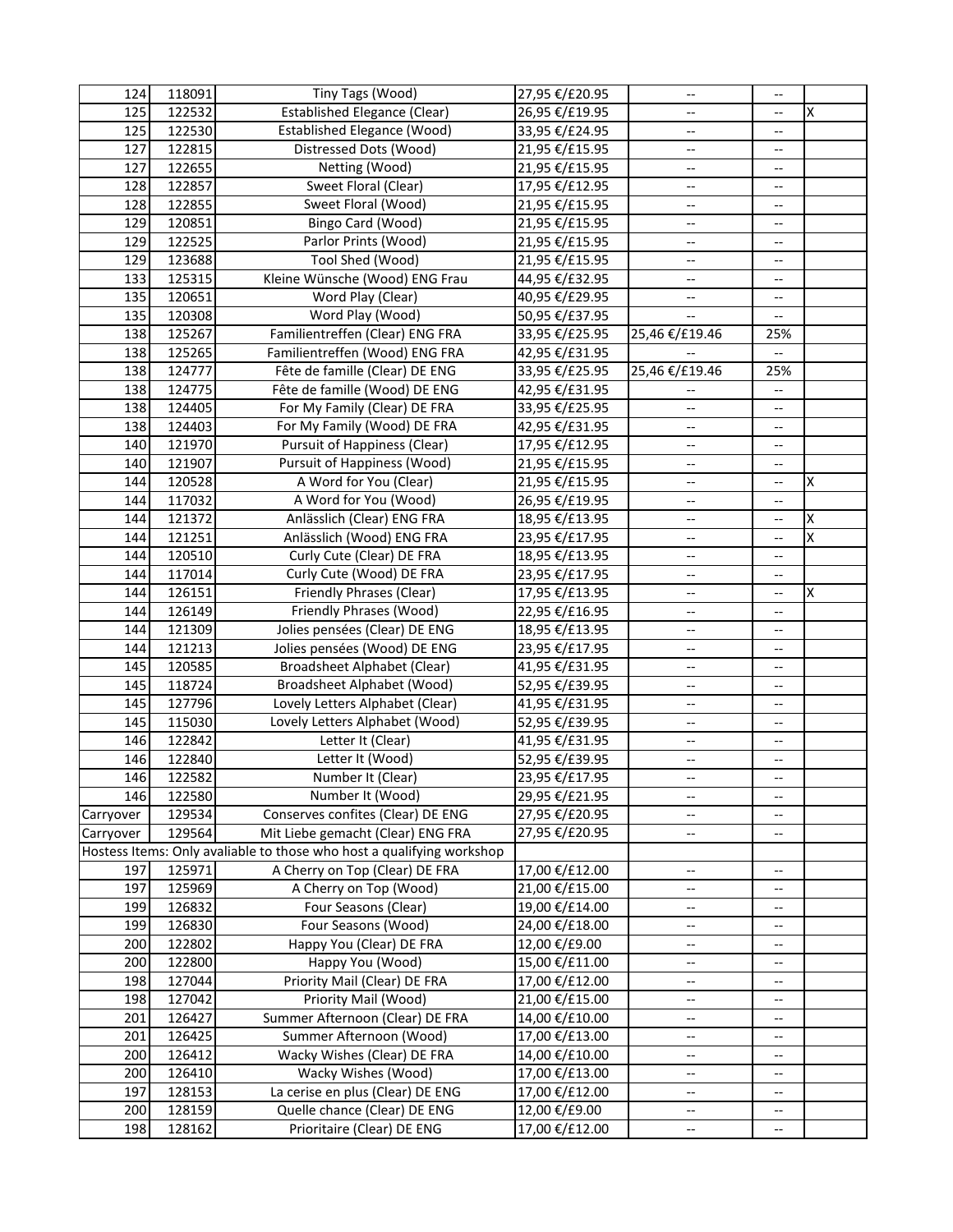| | | | | | | |
|---|---|---|---|---|---|---|
| 124 | 118091 | Tiny Tags (Wood) | 27,95 €/£20.95 | -- | -- | |
| 125 | 122532 | Established Elegance (Clear) | 26,95 €/£19.95 | -- | -- | X |
| 125 | 122530 | Established Elegance (Wood) | 33,95 €/£24.95 | -- | -- | |
| 127 | 122815 | Distressed Dots (Wood) | 21,95 €/£15.95 | -- | -- | |
| 127 | 122655 | Netting (Wood) | 21,95 €/£15.95 | -- | -- | |
| 128 | 122857 | Sweet Floral (Clear) | 17,95 €/£12.95 | -- | -- | |
| 128 | 122855 | Sweet Floral (Wood) | 21,95 €/£15.95 | -- | -- | |
| 129 | 120851 | Bingo Card (Wood) | 21,95 €/£15.95 | -- | -- | |
| 129 | 122525 | Parlor Prints (Wood) | 21,95 €/£15.95 | -- | -- | |
| 129 | 123688 | Tool Shed (Wood) | 21,95 €/£15.95 | -- | -- | |
| 133 | 125315 | Kleine Wünsche (Wood) ENG Frau | 44,95 €/£32.95 | -- | -- | |
| 135 | 120651 | Word Play (Clear) | 40,95 €/£29.95 | -- | -- | |
| 135 | 120308 | Word Play (Wood) | 50,95 €/£37.95 | -- | -- | |
| 138 | 125267 | Familientreffen (Clear) ENG FRA | 33,95 €/£25.95 | 25,46 €/£19.46 | 25% | |
| 138 | 125265 | Familientreffen (Wood) ENG FRA | 42,95 €/£31.95 | -- | -- | |
| 138 | 124777 | Fête de famille (Clear) DE ENG | 33,95 €/£25.95 | 25,46 €/£19.46 | 25% | |
| 138 | 124775 | Fête de famille (Wood) DE ENG | 42,95 €/£31.95 | -- | -- | |
| 138 | 124405 | For My Family (Clear) DE FRA | 33,95 €/£25.95 | -- | -- | |
| 138 | 124403 | For My Family (Wood) DE FRA | 42,95 €/£31.95 | -- | -- | |
| 140 | 121970 | Pursuit of Happiness (Clear) | 17,95 €/£12.95 | -- | -- | |
| 140 | 121907 | Pursuit of Happiness (Wood) | 21,95 €/£15.95 | -- | -- | |
| 144 | 120528 | A Word for You (Clear) | 21,95 €/£15.95 | -- | -- | X |
| 144 | 117032 | A Word for You (Wood) | 26,95 €/£19.95 | -- | -- | |
| 144 | 121372 | Anlässlich (Clear) ENG FRA | 18,95 €/£13.95 | -- | -- | X |
| 144 | 121251 | Anlässlich (Wood) ENG FRA | 23,95 €/£17.95 | -- | -- | X |
| 144 | 120510 | Curly Cute (Clear) DE FRA | 18,95 €/£13.95 | -- | -- | |
| 144 | 117014 | Curly Cute (Wood) DE FRA | 23,95 €/£17.95 | -- | -- | |
| 144 | 126151 | Friendly Phrases (Clear) | 17,95 €/£13.95 | -- | -- | X |
| 144 | 126149 | Friendly Phrases (Wood) | 22,95 €/£16.95 | -- | -- | |
| 144 | 121309 | Jolies pensées (Clear) DE ENG | 18,95 €/£13.95 | -- | -- | |
| 144 | 121213 | Jolies pensées (Wood) DE ENG | 23,95 €/£17.95 | -- | -- | |
| 145 | 120585 | Broadsheet Alphabet (Clear) | 41,95 €/£31.95 | -- | -- | |
| 145 | 118724 | Broadsheet Alphabet (Wood) | 52,95 €/£39.95 | -- | -- | |
| 145 | 127796 | Lovely Letters Alphabet (Clear) | 41,95 €/£31.95 | -- | -- | |
| 145 | 115030 | Lovely Letters Alphabet (Wood) | 52,95 €/£39.95 | -- | -- | |
| 146 | 122842 | Letter It (Clear) | 41,95 €/£31.95 | -- | -- | |
| 146 | 122840 | Letter It (Wood) | 52,95 €/£39.95 | -- | -- | |
| 146 | 122582 | Number It (Clear) | 23,95 €/£17.95 | -- | -- | |
| 146 | 122580 | Number It (Wood) | 29,95 €/£21.95 | -- | -- | |
| Carryover | 129534 | Conserves confites (Clear) DE ENG | 27,95 €/£20.95 | -- | -- | |
| Carryover | 129564 | Mit Liebe gemacht (Clear) ENG FRA | 27,95 €/£20.95 | -- | -- | |
| Hostess Items: Only avaliable to those who host a qualifying workshop | | | | | | |
| 197 | 125971 | A Cherry on Top (Clear) DE FRA | 17,00 €/£12.00 | -- | -- | |
| 197 | 125969 | A Cherry on Top (Wood) | 21,00 €/£15.00 | -- | -- | |
| 199 | 126832 | Four Seasons (Clear) | 19,00 €/£14.00 | -- | -- | |
| 199 | 126830 | Four Seasons (Wood) | 24,00 €/£18.00 | -- | -- | |
| 200 | 122802 | Happy You (Clear) DE FRA | 12,00 €/£9.00 | -- | -- | |
| 200 | 122800 | Happy You (Wood) | 15,00 €/£11.00 | -- | -- | |
| 198 | 127044 | Priority Mail (Clear) DE FRA | 17,00 €/£12.00 | -- | -- | |
| 198 | 127042 | Priority Mail (Wood) | 21,00 €/£15.00 | -- | -- | |
| 201 | 126427 | Summer Afternoon (Clear) DE FRA | 14,00 €/£10.00 | -- | -- | |
| 201 | 126425 | Summer Afternoon (Wood) | 17,00 €/£13.00 | -- | -- | |
| 200 | 126412 | Wacky Wishes (Clear) DE FRA | 14,00 €/£10.00 | -- | -- | |
| 200 | 126410 | Wacky Wishes (Wood) | 17,00 €/£13.00 | -- | -- | |
| 197 | 128153 | La cerise en plus (Clear) DE ENG | 17,00 €/£12.00 | -- | -- | |
| 200 | 128159 | Quelle chance (Clear) DE ENG | 12,00 €/£9.00 | -- | -- | |
| 198 | 128162 | Prioritaire (Clear) DE ENG | 17,00 €/£12.00 | -- | -- | |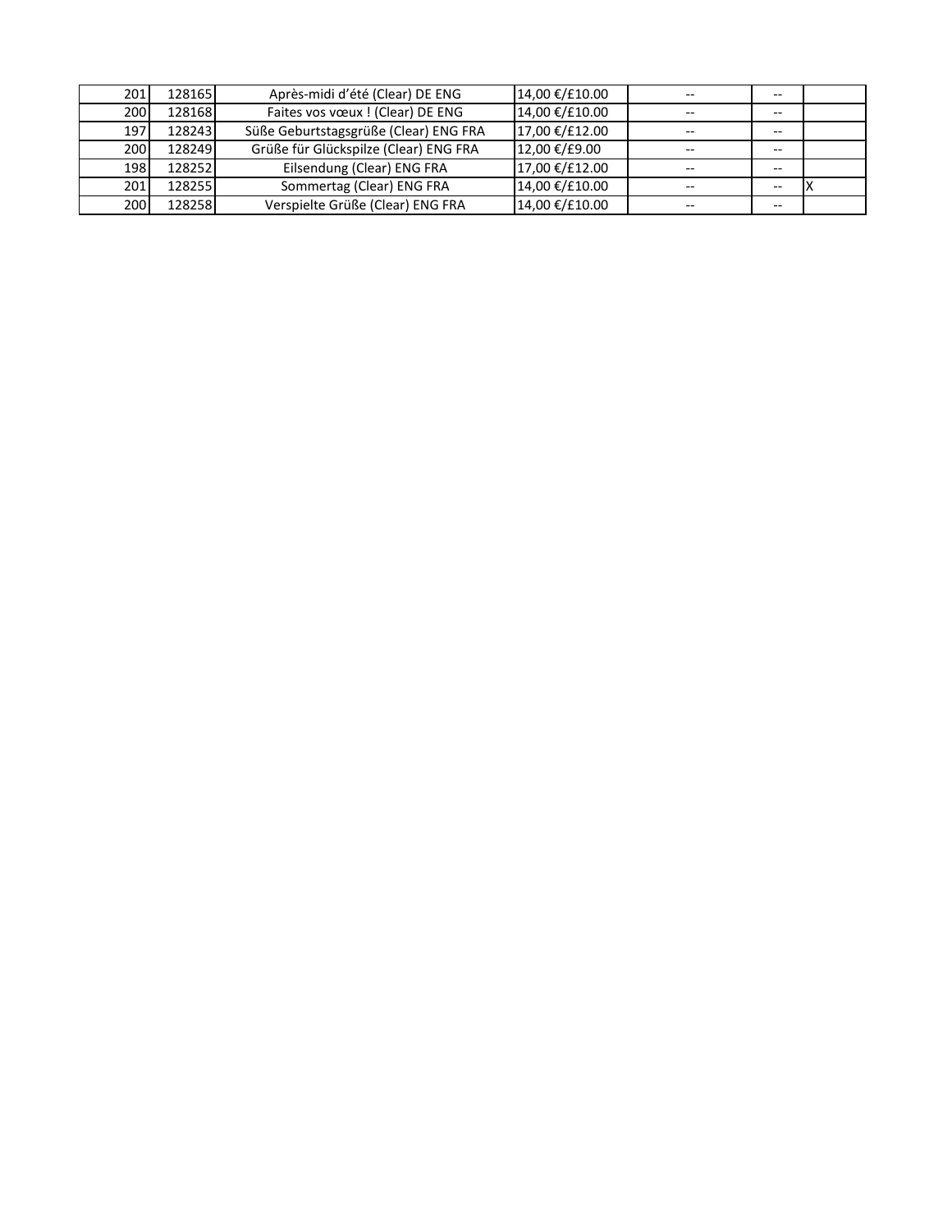| | | | | | | |
|---|---|---|---|---|---|---|
| 201 | 128165 | Après-midi d'été (Clear) DE ENG | 14,00 €/£10.00 | -- | -- | |
| 200 | 128168 | Faites vos vœux ! (Clear) DE ENG | 14,00 €/£10.00 | -- | -- | |
| 197 | 128243 | Süße Geburtstagsgrüße (Clear) ENG FRA | 17,00 €/£12.00 | -- | -- | |
| 200 | 128249 | Grüße für Glückspilze (Clear) ENG FRA | 12,00 €/£9.00 | -- | -- | |
| 198 | 128252 | Eilsendung (Clear) ENG FRA | 17,00 €/£12.00 | -- | -- | |
| 201 | 128255 | Sommertag (Clear) ENG FRA | 14,00 €/£10.00 | -- | -- | X |
| 200 | 128258 | Verspielte Grüße (Clear) ENG FRA | 14,00 €/£10.00 | -- | -- | |